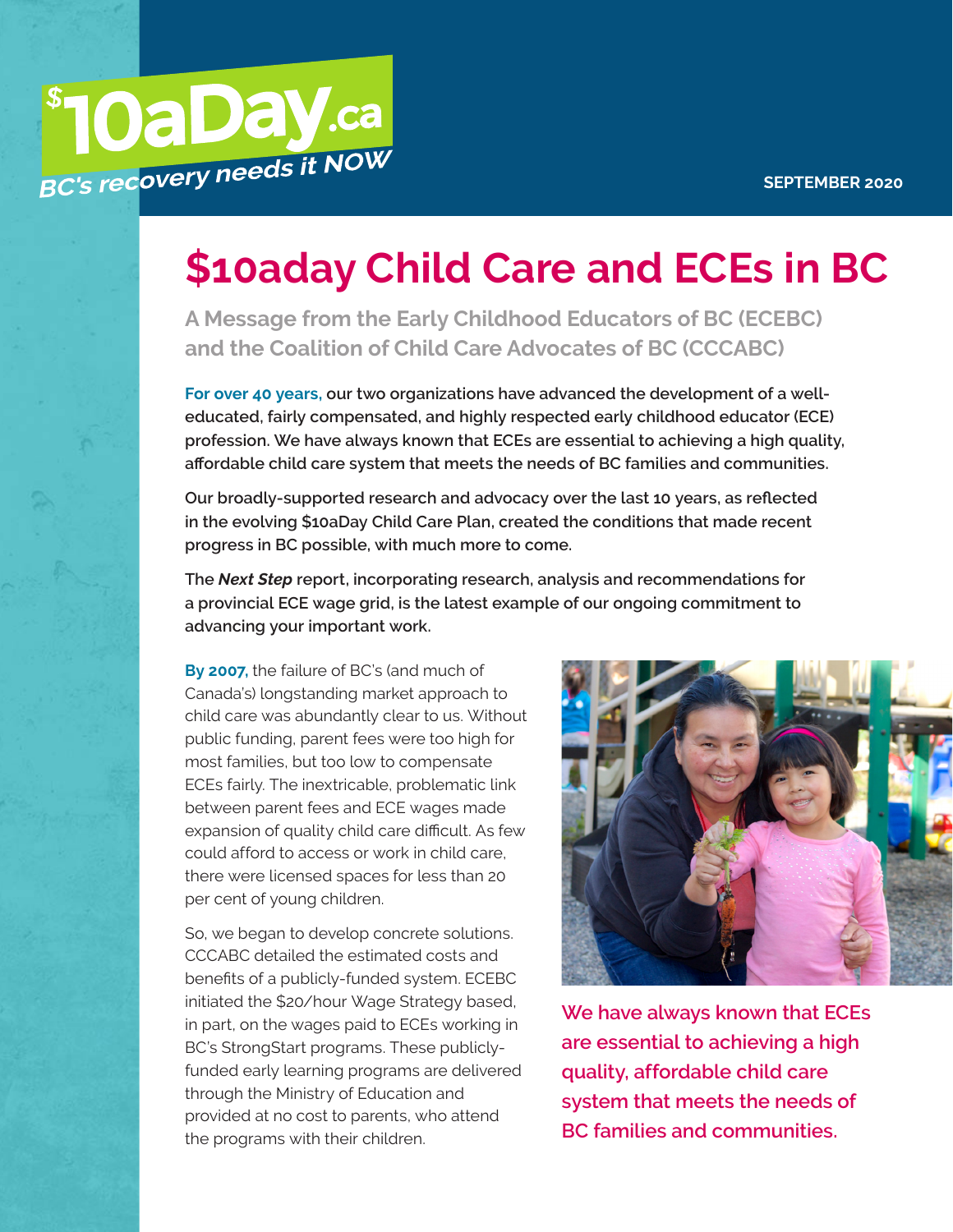$10aDay.ca

BC's recovery needs it NOW

SEPTEMBER 2020

# $10aday Child Care and ECEs in BC

## A Message from the Early Childhood Educators of BC (ECEBC) and the Coalition of Child Care Advocates of BC (CCCABC)

**For over 40 years, our two organizations have advanced the development of a well-educated, fairly compensated, and highly respected early childhood educator (ECE) profession. We have always known that ECEs are essential to achieving a high quality, affordable child care system that meets the needs of BC families and communities.**

**Our broadly-supported research and advocacy over the last 10 years, as reflected in the evolving $10aDay Child Care Plan, created the conditions that made recent progress in BC possible, with much more to come.**

**The *Next Step* report, incorporating research, analysis and recommendations for a provincial ECE wage grid, is the latest example of our ongoing commitment to advancing your important work.**

**By 2007,** the failure of BC's (and much of Canada's) longstanding market approach to child care was abundantly clear to us. Without public funding, parent fees were too high for most families, but too low to compensate ECEs fairly. The inextricable, problematic link between parent fees and ECE wages made expansion of quality child care difficult. As few could afford to access or work in child care, there were licensed spaces for less than 20 per cent of young children.

So, we began to develop concrete solutions. CCCABC detailed the estimated costs and benefits of a publicly-funded system. ECEBC initiated the $20/hour Wage Strategy based, in part, on the wages paid to ECEs working in BC's StrongStart programs. These publicly-funded early learning programs are delivered through the Ministry of Education and provided at no cost to parents, who attend the programs with their children.

**We have always known that ECEs are essential to achieving a high quality, affordable child care system that meets the needs of BC families and communities.**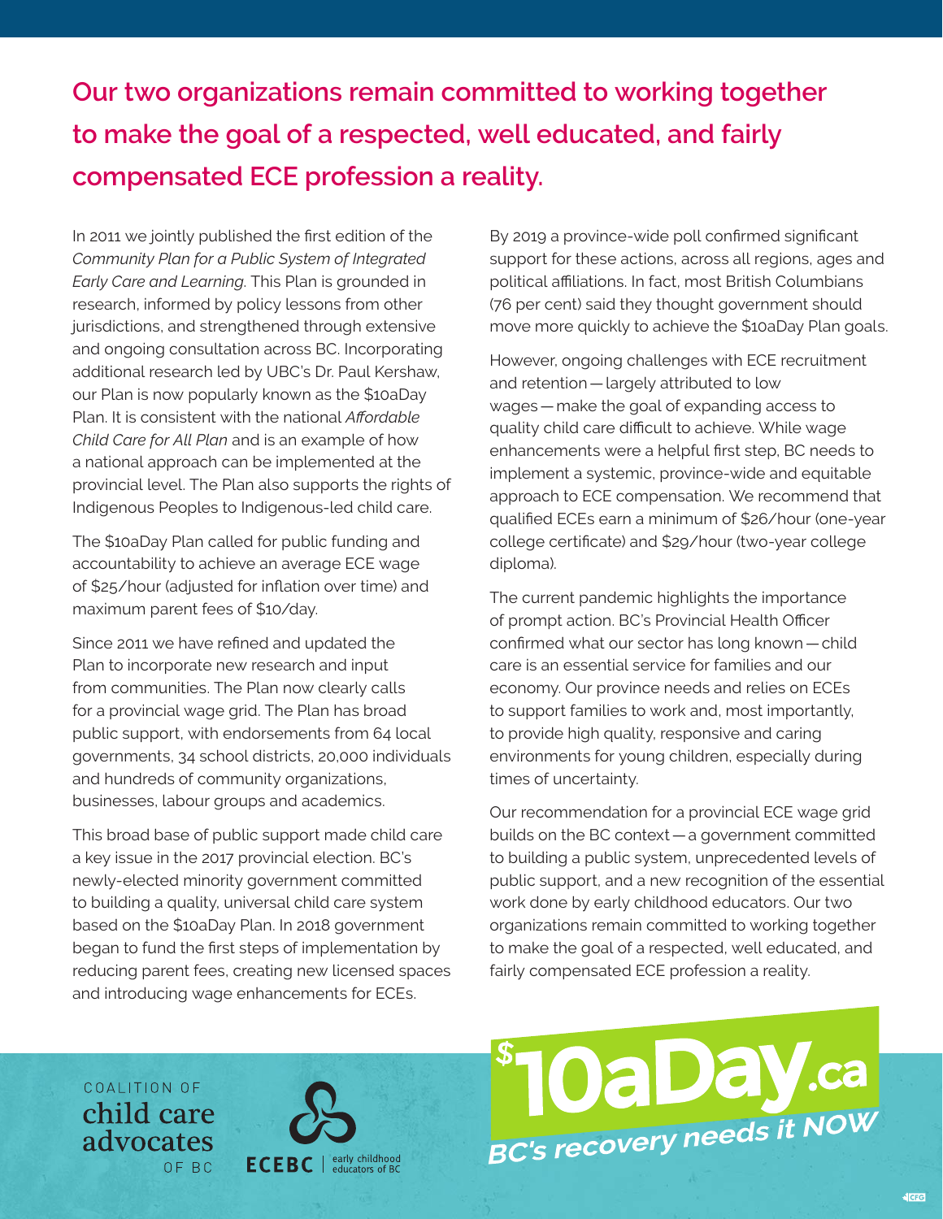## Our two organizations remain committed to working together to make the goal of a respected, well educated, and fairly compensated ECE profession a reality.

In 2011 we jointly published the first edition of the *Community Plan for a Public System of Integrated Early Care and Learning*. This Plan is grounded in research, informed by policy lessons from other jurisdictions, and strengthened through extensive and ongoing consultation across BC. Incorporating additional research led by UBC's Dr. Paul Kershaw, our Plan is now popularly known as the $10aDay Plan. It is consistent with the national *Affordable Child Care for All Plan* and is an example of how a national approach can be implemented at the provincial level. The Plan also supports the rights of Indigenous Peoples to Indigenous-led child care.

The $10aDay Plan called for public funding and accountability to achieve an average ECE wage of $25/hour (adjusted for inflation over time) and maximum parent fees of $10/day.

Since 2011 we have refined and updated the Plan to incorporate new research and input from communities. The Plan now clearly calls for a provincial wage grid. The Plan has broad public support, with endorsements from 64 local governments, 34 school districts, 20,000 individuals and hundreds of community organizations, businesses, labour groups and academics.

This broad base of public support made child care a key issue in the 2017 provincial election. BC's newly-elected minority government committed to building a quality, universal child care system based on the $10aDay Plan. In 2018 government began to fund the first steps of implementation by reducing parent fees, creating new licensed spaces and introducing wage enhancements for ECEs.

By 2019 a province-wide poll confirmed significant support for these actions, across all regions, ages and political affiliations. In fact, most British Columbians (76 per cent) said they thought government should move more quickly to achieve the $10aDay Plan goals.

However, ongoing challenges with ECE recruitment and retention — largely attributed to low wages — make the goal of expanding access to quality child care difficult to achieve. While wage enhancements were a helpful first step, BC needs to implement a systemic, province-wide and equitable approach to ECE compensation. We recommend that qualified ECEs earn a minimum of $26/hour (one-year college certificate) and $29/hour (two-year college diploma).

The current pandemic highlights the importance of prompt action. BC's Provincial Health Officer confirmed what our sector has long known — child care is an essential service for families and our economy. Our province needs and relies on ECEs to support families to work and, most importantly, to provide high quality, responsive and caring environments for young children, especially during times of uncertainty.

Our recommendation for a provincial ECE wage grid builds on the BC context — a government committed to building a public system, unprecedented levels of public support, and a new recognition of the essential work done by early childhood educators. Our two organizations remain committed to working together to make the goal of a respected, well educated, and fairly compensated ECE profession a reality.

COALITION OF child care advocates OF BC

ECEBC | early childhood educators of BC

$10aDay.ca

BC's recovery needs it NOW